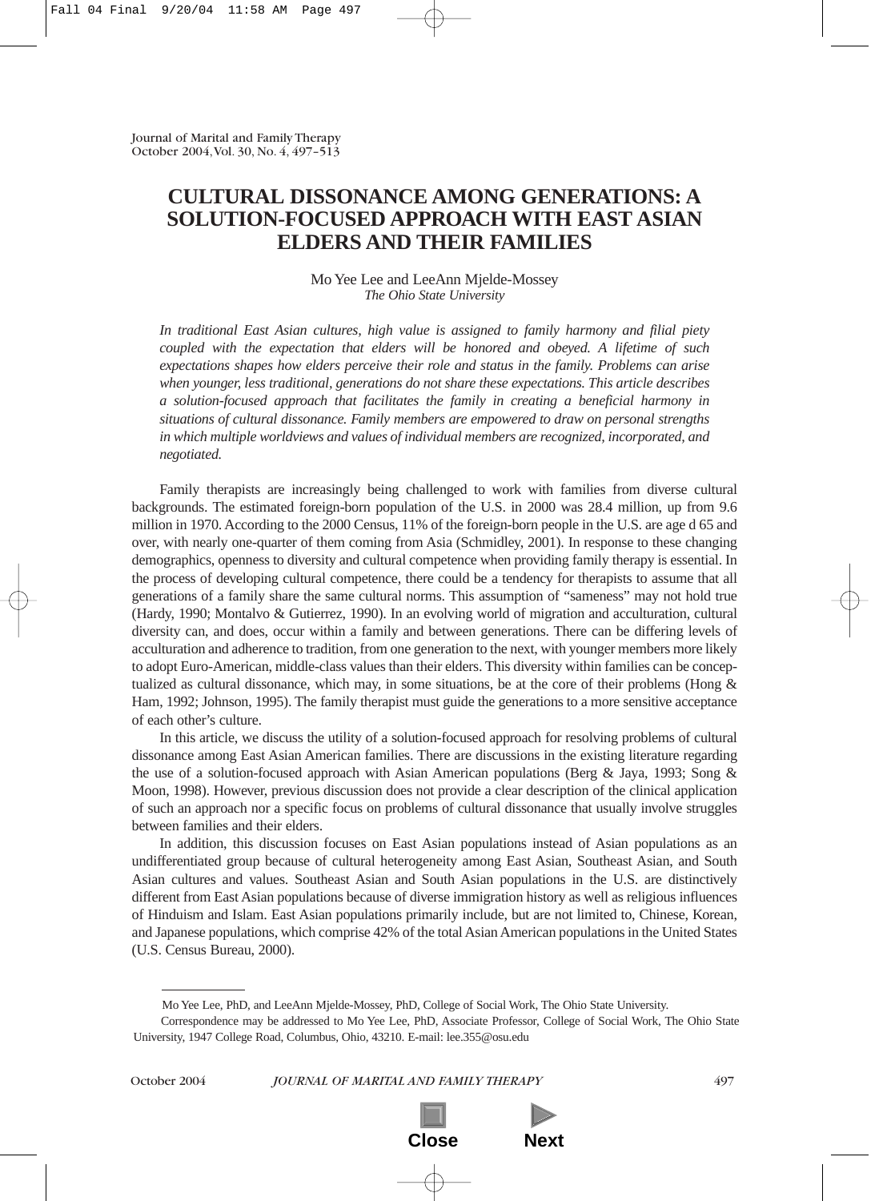# CULTURAL DISSONANCE AMONG GENERATIONS: A SOLUTION-FOCUSED APPROACH WITH EAST ASIAN ELDERS AND THEIR FAMILIES

Mo Yee Lee and LeeAnn Mjelde-Mossey
*The Ohio State University*

*In traditional East Asian cultures, high value is assigned to family harmony and filial piety coupled with the expectation that elders will be honored and obeyed. A lifetime of such expectations shapes how elders perceive their role and status in the family. Problems can arise when younger, less traditional, generations do not share these expectations. This article describes a solution-focused approach that facilitates the family in creating a beneficial harmony in situations of cultural dissonance. Family members are empowered to draw on personal strengths in which multiple worldviews and values of individual members are recognized, incorporated, and negotiated.*

Family therapists are increasingly being challenged to work with families from diverse cultural backgrounds. The estimated foreign-born population of the U.S. in 2000 was 28.4 million, up from 9.6 million in 1970. According to the 2000 Census, 11% of the foreign-born people in the U.S. are age d 65 and over, with nearly one-quarter of them coming from Asia (Schmidley, 2001). In response to these changing demographics, openness to diversity and cultural competence when providing family therapy is essential. In the process of developing cultural competence, there could be a tendency for therapists to assume that all generations of a family share the same cultural norms. This assumption of "sameness" may not hold true (Hardy, 1990; Montalvo & Gutierrez, 1990). In an evolving world of migration and acculturation, cultural diversity can, and does, occur within a family and between generations. There can be differing levels of acculturation and adherence to tradition, from one generation to the next, with younger members more likely to adopt Euro-American, middle-class values than their elders. This diversity within families can be conceptualized as cultural dissonance, which may, in some situations, be at the core of their problems (Hong & Ham, 1992; Johnson, 1995). The family therapist must guide the generations to a more sensitive acceptance of each other's culture.

In this article, we discuss the utility of a solution-focused approach for resolving problems of cultural dissonance among East Asian American families. There are discussions in the existing literature regarding the use of a solution-focused approach with Asian American populations (Berg & Jaya, 1993; Song & Moon, 1998). However, previous discussion does not provide a clear description of the clinical application of such an approach nor a specific focus on problems of cultural dissonance that usually involve struggles between families and their elders.

In addition, this discussion focuses on East Asian populations instead of Asian populations as an undifferentiated group because of cultural heterogeneity among East Asian, Southeast Asian, and South Asian cultures and values. Southeast Asian and South Asian populations in the U.S. are distinctively different from East Asian populations because of diverse immigration history as well as religious influences of Hinduism and Islam. East Asian populations primarily include, but are not limited to, Chinese, Korean, and Japanese populations, which comprise 42% of the total Asian American populations in the United States (U.S. Census Bureau, 2000).

---

Mo Yee Lee, PhD, and LeeAnn Mjelde-Mossey, PhD, College of Social Work, The Ohio State University.

Correspondence may be addressed to Mo Yee Lee, PhD, Associate Professor, College of Social Work, The Ohio State University, 1947 College Road, Columbus, Ohio, 43210. E-mail: lee.355@osu.edu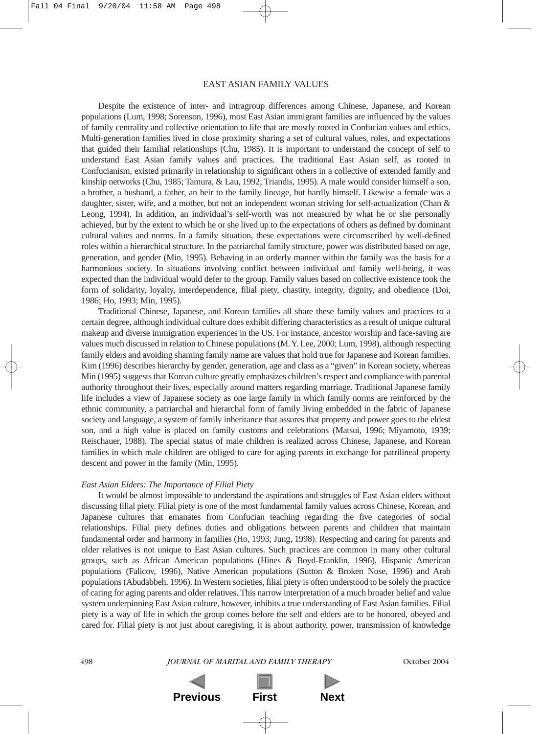## EAST ASIAN FAMILY VALUES

Despite the existence of inter- and intragroup differences among Chinese, Japanese, and Korean populations (Lum, 1998; Sorenson, 1996), most East Asian immigrant families are influenced by the values of family centrality and collective orientation to life that are mostly rooted in Confucian values and ethics. Multi-generation families lived in close proximity sharing a set of cultural values, roles, and expectations that guided their familial relationships (Chu, 1985). It is important to understand the concept of self to understand East Asian family values and practices. The traditional East Asian self, as rooted in Confucianism, existed primarily in relationship to significant others in a collective of extended family and kinship networks (Chu, 1985; Tamura, & Lau, 1992; Triandis, 1995). A male would consider himself a son, a brother, a husband, a father, an heir to the family lineage, but hardly himself. Likewise a female was a daughter, sister, wife, and a mother, but not an independent woman striving for self-actualization (Chan & Leong, 1994). In addition, an individual's self-worth was not measured by what he or she personally achieved, but by the extent to which he or she lived up to the expectations of others as defined by dominant cultural values and norms. In a family situation, these expectations were circumscribed by well-defined roles within a hierarchical structure. In the patriarchal family structure, power was distributed based on age, generation, and gender (Min, 1995). Behaving in an orderly manner within the family was the basis for a harmonious society. In situations involving conflict between individual and family well-being, it was expected than the individual would defer to the group. Family values based on collective existence took the form of solidarity, loyalty, interdependence, filial piety, chastity, integrity, dignity, and obedience (Doi, 1986; Ho, 1993; Min, 1995).

Traditional Chinese, Japanese, and Korean families all share these family values and practices to a certain degree, although individual culture does exhibit differing characteristics as a result of unique cultural makeup and diverse immigration experiences in the US. For instance, ancestor worship and face-saving are values much discussed in relation to Chinese populations (M. Y. Lee, 2000; Lum, 1998), although respecting family elders and avoiding shaming family name are values that hold true for Japanese and Korean families. Kim (1996) describes hierarchy by gender, generation, age and class as a "given" in Korean society, whereas Min (1995) suggests that Korean culture greatly emphasizes children's respect and compliance with parental authority throughout their lives, especially around matters regarding marriage. Traditional Japanese family life includes a view of Japanese society as one large family in which family norms are reinforced by the ethnic community, a patriarchal and hierarchal form of family living embedded in the fabric of Japanese society and language, a system of family inheritance that assures that property and power goes to the eldest son, and a high value is placed on family customs and celebrations (Matsui, 1996; Miyamoto, 1939; Reischauer, 1988). The special status of male children is realized across Chinese, Japanese, and Korean families in which male children are obliged to care for aging parents in exchange for patrilineal property descent and power in the family (Min, 1995).

### *East Asian Elders: The Importance of Filial Piety*

It would be almost impossible to understand the aspirations and struggles of East Asian elders without discussing filial piety. Filial piety is one of the most fundamental family values across Chinese, Korean, and Japanese cultures that emanates from Confucian teaching regarding the five categories of social relationships. Filial piety defines duties and obligations between parents and children that maintain fundamental order and harmony in families (Ho, 1993; Jung, 1998). Respecting and caring for parents and older relatives is not unique to East Asian cultures. Such practices are common in many other cultural groups, such as African American populations (Hines & Boyd-Franklin, 1996), Hispanic American populations (Falicov, 1996), Native American populations (Sutton & Broken Nose, 1996) and Arab populations (Abudabbeh, 1996). In Western societies, filial piety is often understood to be solely the practice of caring for aging parents and older relatives. This narrow interpretation of a much broader belief and value system underpinning East Asian culture, however, inhibits a true understanding of East Asian families. Filial piety is a way of life in which the group comes before the self and elders are to be honored, obeyed and cared for. Filial piety is not just about caregiving, it is about authority, power, transmission of knowledge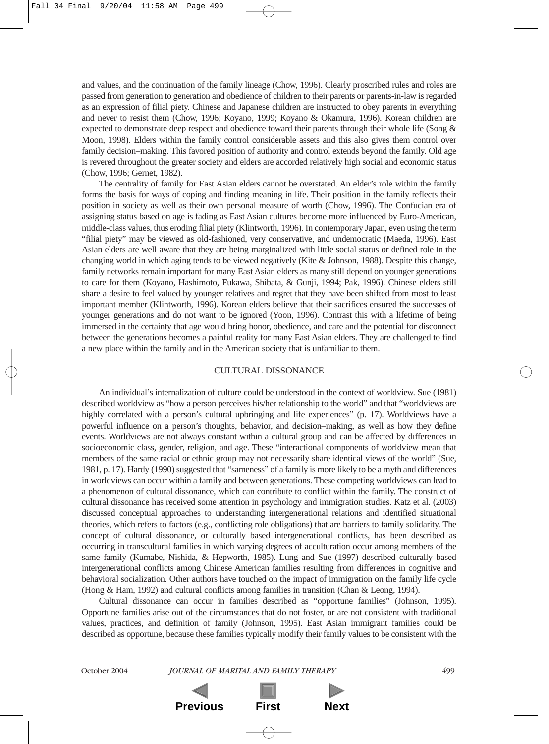and values, and the continuation of the family lineage (Chow, 1996). Clearly proscribed rules and roles are passed from generation to generation and obedience of children to their parents or parents-in-law is regarded as an expression of filial piety. Chinese and Japanese children are instructed to obey parents in everything and never to resist them (Chow, 1996; Koyano, 1999; Koyano & Okamura, 1996). Korean children are expected to demonstrate deep respect and obedience toward their parents through their whole life (Song & Moon, 1998). Elders within the family control considerable assets and this also gives them control over family decision–making. This favored position of authority and control extends beyond the family. Old age is revered throughout the greater society and elders are accorded relatively high social and economic status (Chow, 1996; Gernet, 1982).

The centrality of family for East Asian elders cannot be overstated. An elder's role within the family forms the basis for ways of coping and finding meaning in life. Their position in the family reflects their position in society as well as their own personal measure of worth (Chow, 1996). The Confucian era of assigning status based on age is fading as East Asian cultures become more influenced by Euro-American, middle-class values, thus eroding filial piety (Klintworth, 1996). In contemporary Japan, even using the term "filial piety" may be viewed as old-fashioned, very conservative, and undemocratic (Maeda, 1996). East Asian elders are well aware that they are being marginalized with little social status or defined role in the changing world in which aging tends to be viewed negatively (Kite & Johnson, 1988). Despite this change, family networks remain important for many East Asian elders as many still depend on younger generations to care for them (Koyano, Hashimoto, Fukawa, Shibata, & Gunji, 1994; Pak, 1996). Chinese elders still share a desire to feel valued by younger relatives and regret that they have been shifted from most to least important member (Klintworth, 1996). Korean elders believe that their sacrifices ensured the successes of younger generations and do not want to be ignored (Yoon, 1996). Contrast this with a lifetime of being immersed in the certainty that age would bring honor, obedience, and care and the potential for disconnect between the generations becomes a painful reality for many East Asian elders. They are challenged to find a new place within the family and in the American society that is unfamiliar to them.

## CULTURAL DISSONANCE

An individual's internalization of culture could be understood in the context of worldview. Sue (1981) described worldview as "how a person perceives his/her relationship to the world" and that "worldviews are highly correlated with a person's cultural upbringing and life experiences" (p. 17). Worldviews have a powerful influence on a person's thoughts, behavior, and decision–making, as well as how they define events. Worldviews are not always constant within a cultural group and can be affected by differences in socioeconomic class, gender, religion, and age. These "interactional components of worldview mean that members of the same racial or ethnic group may not necessarily share identical views of the world" (Sue, 1981, p. 17). Hardy (1990) suggested that "sameness" of a family is more likely to be a myth and differences in worldviews can occur within a family and between generations. These competing worldviews can lead to a phenomenon of cultural dissonance, which can contribute to conflict within the family. The construct of cultural dissonance has received some attention in psychology and immigration studies. Katz et al. (2003) discussed conceptual approaches to understanding intergenerational relations and identified situational theories, which refers to factors (e.g., conflicting role obligations) that are barriers to family solidarity. The concept of cultural dissonance, or culturally based intergenerational conflicts, has been described as occurring in transcultural families in which varying degrees of acculturation occur among members of the same family (Kumabe, Nishida, & Hepworth, 1985). Lung and Sue (1997) described culturally based intergenerational conflicts among Chinese American families resulting from differences in cognitive and behavioral socialization. Other authors have touched on the impact of immigration on the family life cycle (Hong & Ham, 1992) and cultural conflicts among families in transition (Chan & Leong, 1994).

Cultural dissonance can occur in families described as "opportune families" (Johnson, 1995). Opportune families arise out of the circumstances that do not foster, or are not consistent with traditional values, practices, and definition of family (Johnson, 1995). East Asian immigrant families could be described as opportune, because these families typically modify their family values to be consistent with the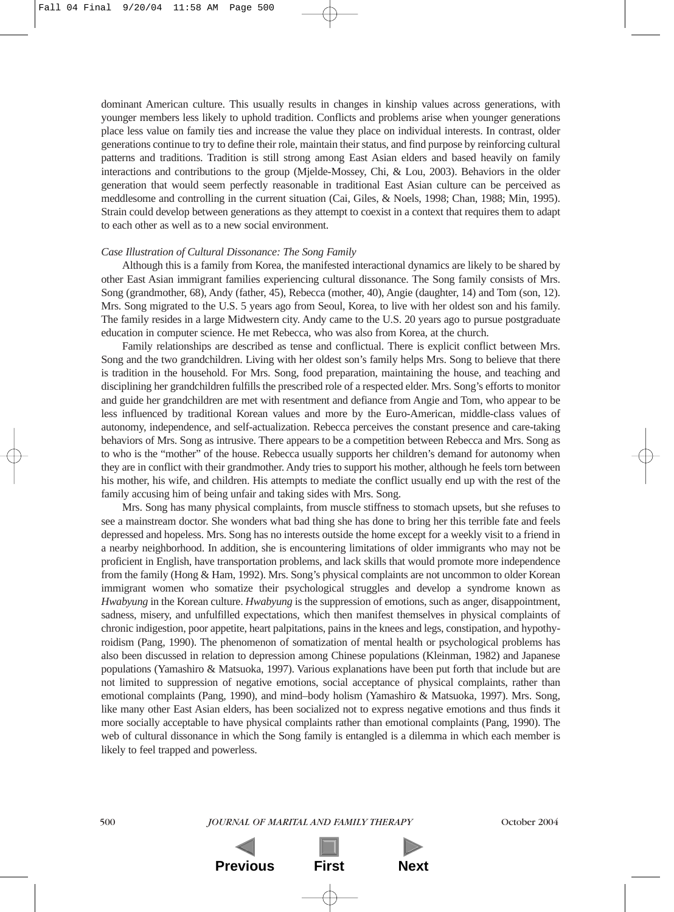dominant American culture. This usually results in changes in kinship values across generations, with younger members less likely to uphold tradition. Conflicts and problems arise when younger generations place less value on family ties and increase the value they place on individual interests. In contrast, older generations continue to try to define their role, maintain their status, and find purpose by reinforcing cultural patterns and traditions. Tradition is still strong among East Asian elders and based heavily on family interactions and contributions to the group (Mjelde-Mossey, Chi, & Lou, 2003). Behaviors in the older generation that would seem perfectly reasonable in traditional East Asian culture can be perceived as meddlesome and controlling in the current situation (Cai, Giles, & Noels, 1998; Chan, 1988; Min, 1995). Strain could develop between generations as they attempt to coexist in a context that requires them to adapt to each other as well as to a new social environment.

*Case Illustration of Cultural Dissonance: The Song Family*

Although this is a family from Korea, the manifested interactional dynamics are likely to be shared by other East Asian immigrant families experiencing cultural dissonance. The Song family consists of Mrs. Song (grandmother, 68), Andy (father, 45), Rebecca (mother, 40), Angie (daughter, 14) and Tom (son, 12). Mrs. Song migrated to the U.S. 5 years ago from Seoul, Korea, to live with her oldest son and his family. The family resides in a large Midwestern city. Andy came to the U.S. 20 years ago to pursue postgraduate education in computer science. He met Rebecca, who was also from Korea, at the church.

Family relationships are described as tense and conflictual. There is explicit conflict between Mrs. Song and the two grandchildren. Living with her oldest son's family helps Mrs. Song to believe that there is tradition in the household. For Mrs. Song, food preparation, maintaining the house, and teaching and disciplining her grandchildren fulfills the prescribed role of a respected elder. Mrs. Song's efforts to monitor and guide her grandchildren are met with resentment and defiance from Angie and Tom, who appear to be less influenced by traditional Korean values and more by the Euro-American, middle-class values of autonomy, independence, and self-actualization. Rebecca perceives the constant presence and care-taking behaviors of Mrs. Song as intrusive. There appears to be a competition between Rebecca and Mrs. Song as to who is the "mother" of the house. Rebecca usually supports her children's demand for autonomy when they are in conflict with their grandmother. Andy tries to support his mother, although he feels torn between his mother, his wife, and children. His attempts to mediate the conflict usually end up with the rest of the family accusing him of being unfair and taking sides with Mrs. Song.

Mrs. Song has many physical complaints, from muscle stiffness to stomach upsets, but she refuses to see a mainstream doctor. She wonders what bad thing she has done to bring her this terrible fate and feels depressed and hopeless. Mrs. Song has no interests outside the home except for a weekly visit to a friend in a nearby neighborhood. In addition, she is encountering limitations of older immigrants who may not be proficient in English, have transportation problems, and lack skills that would promote more independence from the family (Hong & Ham, 1992). Mrs. Song's physical complaints are not uncommon to older Korean immigrant women who somatize their psychological struggles and develop a syndrome known as *Hwabyung* in the Korean culture. *Hwabyung* is the suppression of emotions, such as anger, disappointment, sadness, misery, and unfulfilled expectations, which then manifest themselves in physical complaints of chronic indigestion, poor appetite, heart palpitations, pains in the knees and legs, constipation, and hypothyroidism (Pang, 1990). The phenomenon of somatization of mental health or psychological problems has also been discussed in relation to depression among Chinese populations (Kleinman, 1982) and Japanese populations (Yamashiro & Matsuoka, 1997). Various explanations have been put forth that include but are not limited to suppression of negative emotions, social acceptance of physical complaints, rather than emotional complaints (Pang, 1990), and mind–body holism (Yamashiro & Matsuoka, 1997). Mrs. Song, like many other East Asian elders, has been socialized not to express negative emotions and thus finds it more socially acceptable to have physical complaints rather than emotional complaints (Pang, 1990). The web of cultural dissonance in which the Song family is entangled is a dilemma in which each member is likely to feel trapped and powerless.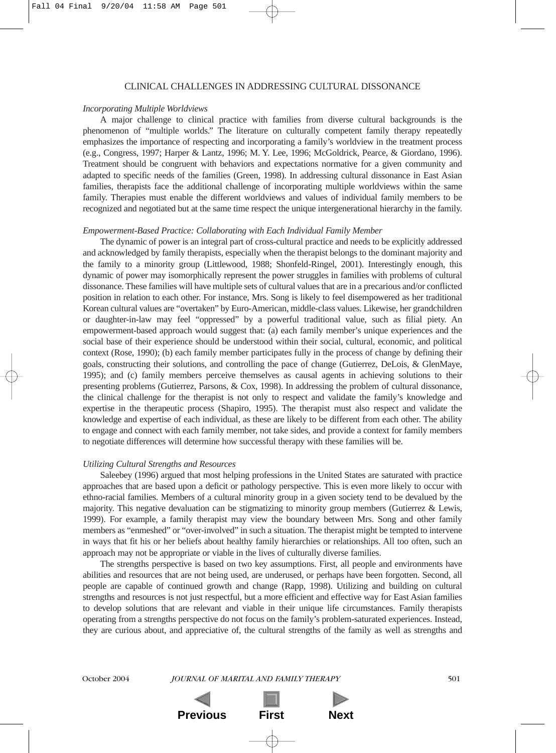## CLINICAL CHALLENGES IN ADDRESSING CULTURAL DISSONANCE

### *Incorporating Multiple Worldviews*

A major challenge to clinical practice with families from diverse cultural backgrounds is the phenomenon of "multiple worlds." The literature on culturally competent family therapy repeatedly emphasizes the importance of respecting and incorporating a family's worldview in the treatment process (e.g., Congress, 1997; Harper & Lantz, 1996; M. Y. Lee, 1996; McGoldrick, Pearce, & Giordano, 1996). Treatment should be congruent with behaviors and expectations normative for a given community and adapted to specific needs of the families (Green, 1998). In addressing cultural dissonance in East Asian families, therapists face the additional challenge of incorporating multiple worldviews within the same family. Therapies must enable the different worldviews and values of individual family members to be recognized and negotiated but at the same time respect the unique intergenerational hierarchy in the family.

### *Empowerment-Based Practice: Collaborating with Each Individual Family Member*

The dynamic of power is an integral part of cross-cultural practice and needs to be explicitly addressed and acknowledged by family therapists, especially when the therapist belongs to the dominant majority and the family to a minority group (Littlewood, 1988; Shonfeld-Ringel, 2001). Interestingly enough, this dynamic of power may isomorphically represent the power struggles in families with problems of cultural dissonance. These families will have multiple sets of cultural values that are in a precarious and/or conflicted position in relation to each other. For instance, Mrs. Song is likely to feel disempowered as her traditional Korean cultural values are "overtaken" by Euro-American, middle-class values. Likewise, her grandchildren or daughter-in-law may feel "oppressed" by a powerful traditional value, such as filial piety. An empowerment-based approach would suggest that: (a) each family member's unique experiences and the social base of their experience should be understood within their social, cultural, economic, and political context (Rose, 1990); (b) each family member participates fully in the process of change by defining their goals, constructing their solutions, and controlling the pace of change (Gutierrez, DeLois, & GlenMaye, 1995); and (c) family members perceive themselves as causal agents in achieving solutions to their presenting problems (Gutierrez, Parsons, & Cox, 1998). In addressing the problem of cultural dissonance, the clinical challenge for the therapist is not only to respect and validate the family's knowledge and expertise in the therapeutic process (Shapiro, 1995). The therapist must also respect and validate the knowledge and expertise of each individual, as these are likely to be different from each other. The ability to engage and connect with each family member, not take sides, and provide a context for family members to negotiate differences will determine how successful therapy with these families will be.

### *Utilizing Cultural Strengths and Resources*

Saleebey (1996) argued that most helping professions in the United States are saturated with practice approaches that are based upon a deficit or pathology perspective. This is even more likely to occur with ethno-racial families. Members of a cultural minority group in a given society tend to be devalued by the majority. This negative devaluation can be stigmatizing to minority group members (Gutierrez & Lewis, 1999). For example, a family therapist may view the boundary between Mrs. Song and other family members as "enmeshed" or "over-involved" in such a situation. The therapist might be tempted to intervene in ways that fit his or her beliefs about healthy family hierarchies or relationships. All too often, such an approach may not be appropriate or viable in the lives of culturally diverse families.

The strengths perspective is based on two key assumptions. First, all people and environments have abilities and resources that are not being used, are underused, or perhaps have been forgotten. Second, all people are capable of continued growth and change (Rapp, 1998). Utilizing and building on cultural strengths and resources is not just respectful, but a more efficient and effective way for East Asian families to develop solutions that are relevant and viable in their unique life circumstances. Family therapists operating from a strengths perspective do not focus on the family's problem-saturated experiences. Instead, they are curious about, and appreciative of, the cultural strengths of the family as well as strengths and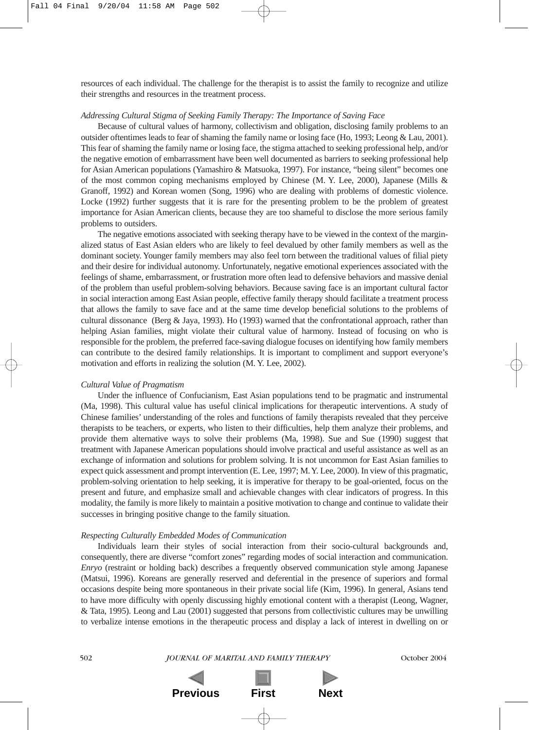resources of each individual. The challenge for the therapist is to assist the family to recognize and utilize their strengths and resources in the treatment process.

*Addressing Cultural Stigma of Seeking Family Therapy: The Importance of Saving Face*

Because of cultural values of harmony, collectivism and obligation, disclosing family problems to an outsider oftentimes leads to fear of shaming the family name or losing face (Ho, 1993; Leong & Lau, 2001). This fear of shaming the family name or losing face, the stigma attached to seeking professional help, and/or the negative emotion of embarrassment have been well documented as barriers to seeking professional help for Asian American populations (Yamashiro & Matsuoka, 1997). For instance, "being silent" becomes one of the most common coping mechanisms employed by Chinese (M. Y. Lee, 2000), Japanese (Mills & Granoff, 1992) and Korean women (Song, 1996) who are dealing with problems of domestic violence. Locke (1992) further suggests that it is rare for the presenting problem to be the problem of greatest importance for Asian American clients, because they are too shameful to disclose the more serious family problems to outsiders.

The negative emotions associated with seeking therapy have to be viewed in the context of the marginalized status of East Asian elders who are likely to feel devalued by other family members as well as the dominant society. Younger family members may also feel torn between the traditional values of filial piety and their desire for individual autonomy. Unfortunately, negative emotional experiences associated with the feelings of shame, embarrassment, or frustration more often lead to defensive behaviors and massive denial of the problem than useful problem-solving behaviors. Because saving face is an important cultural factor in social interaction among East Asian people, effective family therapy should facilitate a treatment process that allows the family to save face and at the same time develop beneficial solutions to the problems of cultural dissonance (Berg & Jaya, 1993). Ho (1993) warned that the confrontational approach, rather than helping Asian families, might violate their cultural value of harmony. Instead of focusing on who is responsible for the problem, the preferred face-saving dialogue focuses on identifying how family members can contribute to the desired family relationships. It is important to compliment and support everyone's motivation and efforts in realizing the solution (M. Y. Lee, 2002).

*Cultural Value of Pragmatism*

Under the influence of Confucianism, East Asian populations tend to be pragmatic and instrumental (Ma, 1998). This cultural value has useful clinical implications for therapeutic interventions. A study of Chinese families' understanding of the roles and functions of family therapists revealed that they perceive therapists to be teachers, or experts, who listen to their difficulties, help them analyze their problems, and provide them alternative ways to solve their problems (Ma, 1998). Sue and Sue (1990) suggest that treatment with Japanese American populations should involve practical and useful assistance as well as an exchange of information and solutions for problem solving. It is not uncommon for East Asian families to expect quick assessment and prompt intervention (E. Lee, 1997; M. Y. Lee, 2000). In view of this pragmatic, problem-solving orientation to help seeking, it is imperative for therapy to be goal-oriented, focus on the present and future, and emphasize small and achievable changes with clear indicators of progress. In this modality, the family is more likely to maintain a positive motivation to change and continue to validate their successes in bringing positive change to the family situation.

*Respecting Culturally Embedded Modes of Communication*

Individuals learn their styles of social interaction from their socio-cultural backgrounds and, consequently, there are diverse "comfort zones" regarding modes of social interaction and communication. *Enryo* (restraint or holding back) describes a frequently observed communication style among Japanese (Matsui, 1996). Koreans are generally reserved and deferential in the presence of superiors and formal occasions despite being more spontaneous in their private social life (Kim, 1996). In general, Asians tend to have more difficulty with openly discussing highly emotional content with a therapist (Leong, Wagner, & Tata, 1995). Leong and Lau (2001) suggested that persons from collectivistic cultures may be unwilling to verbalize intense emotions in the therapeutic process and display a lack of interest in dwelling on or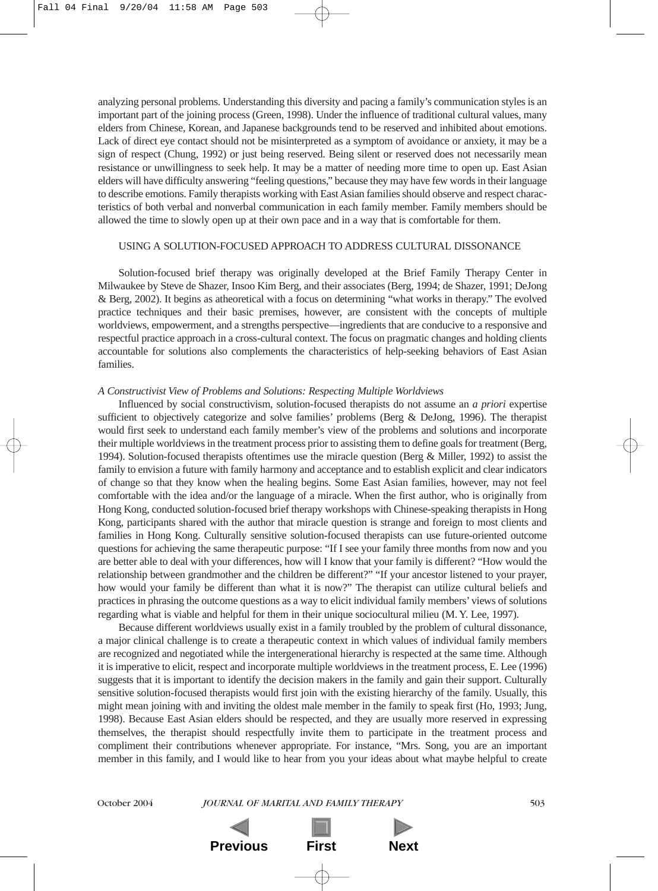analyzing personal problems. Understanding this diversity and pacing a family's communication styles is an important part of the joining process (Green, 1998). Under the influence of traditional cultural values, many elders from Chinese, Korean, and Japanese backgrounds tend to be reserved and inhibited about emotions. Lack of direct eye contact should not be misinterpreted as a symptom of avoidance or anxiety, it may be a sign of respect (Chung, 1992) or just being reserved. Being silent or reserved does not necessarily mean resistance or unwillingness to seek help. It may be a matter of needing more time to open up. East Asian elders will have difficulty answering "feeling questions," because they may have few words in their language to describe emotions. Family therapists working with East Asian families should observe and respect characteristics of both verbal and nonverbal communication in each family member. Family members should be allowed the time to slowly open up at their own pace and in a way that is comfortable for them.

## USING A SOLUTION-FOCUSED APPROACH TO ADDRESS CULTURAL DISSONANCE

Solution-focused brief therapy was originally developed at the Brief Family Therapy Center in Milwaukee by Steve de Shazer, Insoo Kim Berg, and their associates (Berg, 1994; de Shazer, 1991; DeJong & Berg, 2002). It begins as atheoretical with a focus on determining "what works in therapy." The evolved practice techniques and their basic premises, however, are consistent with the concepts of multiple worldviews, empowerment, and a strengths perspective—ingredients that are conducive to a responsive and respectful practice approach in a cross-cultural context. The focus on pragmatic changes and holding clients accountable for solutions also complements the characteristics of help-seeking behaviors of East Asian families.

### *A Constructivist View of Problems and Solutions: Respecting Multiple Worldviews*

Influenced by social constructivism, solution-focused therapists do not assume an *a priori* expertise sufficient to objectively categorize and solve families' problems (Berg & DeJong, 1996). The therapist would first seek to understand each family member's view of the problems and solutions and incorporate their multiple worldviews in the treatment process prior to assisting them to define goals for treatment (Berg, 1994). Solution-focused therapists oftentimes use the miracle question (Berg & Miller, 1992) to assist the family to envision a future with family harmony and acceptance and to establish explicit and clear indicators of change so that they know when the healing begins. Some East Asian families, however, may not feel comfortable with the idea and/or the language of a miracle. When the first author, who is originally from Hong Kong, conducted solution-focused brief therapy workshops with Chinese-speaking therapists in Hong Kong, participants shared with the author that miracle question is strange and foreign to most clients and families in Hong Kong. Culturally sensitive solution-focused therapists can use future-oriented outcome questions for achieving the same therapeutic purpose: "If I see your family three months from now and you are better able to deal with your differences, how will I know that your family is different? "How would the relationship between grandmother and the children be different?" "If your ancestor listened to your prayer, how would your family be different than what it is now?" The therapist can utilize cultural beliefs and practices in phrasing the outcome questions as a way to elicit individual family members' views of solutions regarding what is viable and helpful for them in their unique sociocultural milieu (M. Y. Lee, 1997).

Because different worldviews usually exist in a family troubled by the problem of cultural dissonance, a major clinical challenge is to create a therapeutic context in which values of individual family members are recognized and negotiated while the intergenerational hierarchy is respected at the same time. Although it is imperative to elicit, respect and incorporate multiple worldviews in the treatment process, E. Lee (1996) suggests that it is important to identify the decision makers in the family and gain their support. Culturally sensitive solution-focused therapists would first join with the existing hierarchy of the family. Usually, this might mean joining with and inviting the oldest male member in the family to speak first (Ho, 1993; Jung, 1998). Because East Asian elders should be respected, and they are usually more reserved in expressing themselves, the therapist should respectfully invite them to participate in the treatment process and compliment their contributions whenever appropriate. For instance, "Mrs. Song, you are an important member in this family, and I would like to hear from you your ideas about what maybe helpful to create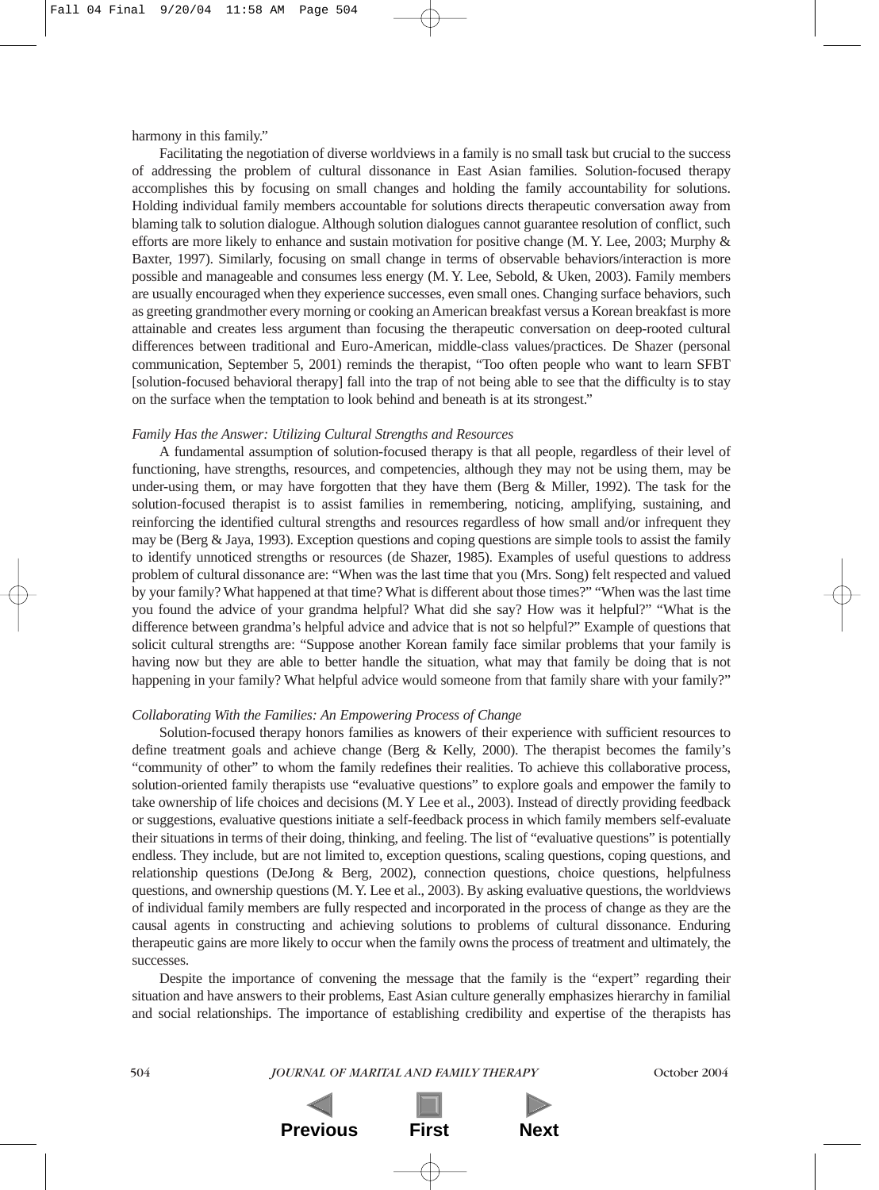harmony in this family."

Facilitating the negotiation of diverse worldviews in a family is no small task but crucial to the success of addressing the problem of cultural dissonance in East Asian families. Solution-focused therapy accomplishes this by focusing on small changes and holding the family accountability for solutions. Holding individual family members accountable for solutions directs therapeutic conversation away from blaming talk to solution dialogue. Although solution dialogues cannot guarantee resolution of conflict, such efforts are more likely to enhance and sustain motivation for positive change (M. Y. Lee, 2003; Murphy & Baxter, 1997). Similarly, focusing on small change in terms of observable behaviors/interaction is more possible and manageable and consumes less energy (M. Y. Lee, Sebold, & Uken, 2003). Family members are usually encouraged when they experience successes, even small ones. Changing surface behaviors, such as greeting grandmother every morning or cooking an American breakfast versus a Korean breakfast is more attainable and creates less argument than focusing the therapeutic conversation on deep-rooted cultural differences between traditional and Euro-American, middle-class values/practices. De Shazer (personal communication, September 5, 2001) reminds the therapist, "Too often people who want to learn SFBT [solution-focused behavioral therapy] fall into the trap of not being able to see that the difficulty is to stay on the surface when the temptation to look behind and beneath is at its strongest."

*Family Has the Answer: Utilizing Cultural Strengths and Resources*

A fundamental assumption of solution-focused therapy is that all people, regardless of their level of functioning, have strengths, resources, and competencies, although they may not be using them, may be under-using them, or may have forgotten that they have them (Berg & Miller, 1992). The task for the solution-focused therapist is to assist families in remembering, noticing, amplifying, sustaining, and reinforcing the identified cultural strengths and resources regardless of how small and/or infrequent they may be (Berg & Jaya, 1993). Exception questions and coping questions are simple tools to assist the family to identify unnoticed strengths or resources (de Shazer, 1985). Examples of useful questions to address problem of cultural dissonance are: "When was the last time that you (Mrs. Song) felt respected and valued by your family? What happened at that time? What is different about those times?" "When was the last time you found the advice of your grandma helpful? What did she say? How was it helpful?" "What is the difference between grandma's helpful advice and advice that is not so helpful?" Example of questions that solicit cultural strengths are: "Suppose another Korean family face similar problems that your family is having now but they are able to better handle the situation, what may that family be doing that is not happening in your family? What helpful advice would someone from that family share with your family?"

*Collaborating With the Families: An Empowering Process of Change*

Solution-focused therapy honors families as knowers of their experience with sufficient resources to define treatment goals and achieve change (Berg & Kelly, 2000). The therapist becomes the family's "community of other" to whom the family redefines their realities. To achieve this collaborative process, solution-oriented family therapists use "evaluative questions" to explore goals and empower the family to take ownership of life choices and decisions (M. Y Lee et al., 2003). Instead of directly providing feedback or suggestions, evaluative questions initiate a self-feedback process in which family members self-evaluate their situations in terms of their doing, thinking, and feeling. The list of "evaluative questions" is potentially endless. They include, but are not limited to, exception questions, scaling questions, coping questions, and relationship questions (DeJong & Berg, 2002), connection questions, choice questions, helpfulness questions, and ownership questions (M. Y. Lee et al., 2003). By asking evaluative questions, the worldviews of individual family members are fully respected and incorporated in the process of change as they are the causal agents in constructing and achieving solutions to problems of cultural dissonance. Enduring therapeutic gains are more likely to occur when the family owns the process of treatment and ultimately, the successes.

Despite the importance of convening the message that the family is the "expert" regarding their situation and have answers to their problems, East Asian culture generally emphasizes hierarchy in familial and social relationships. The importance of establishing credibility and expertise of the therapists has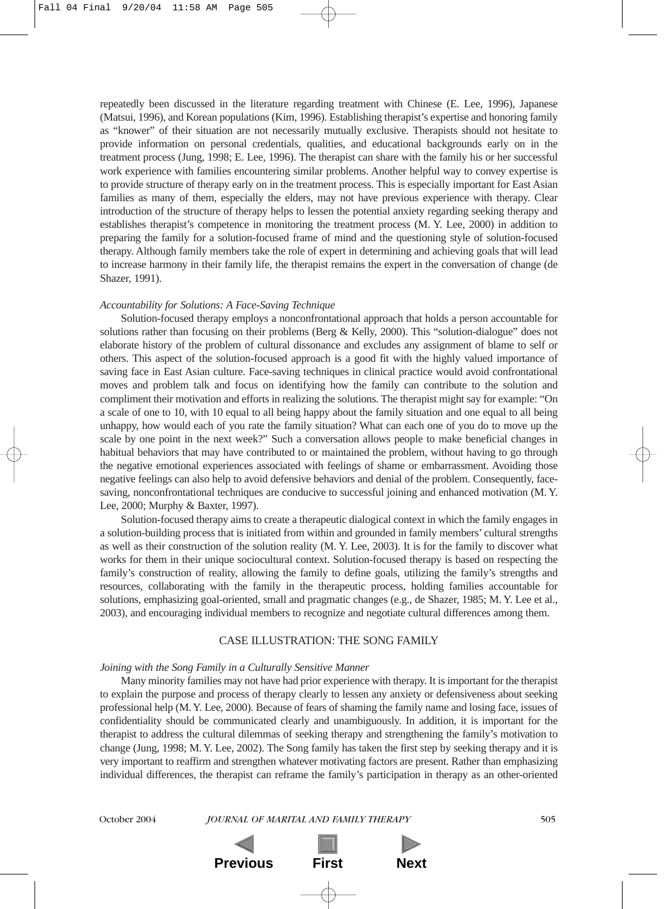repeatedly been discussed in the literature regarding treatment with Chinese (E. Lee, 1996), Japanese (Matsui, 1996), and Korean populations (Kim, 1996). Establishing therapist's expertise and honoring family as "knower" of their situation are not necessarily mutually exclusive. Therapists should not hesitate to provide information on personal credentials, qualities, and educational backgrounds early on in the treatment process (Jung, 1998; E. Lee, 1996). The therapist can share with the family his or her successful work experience with families encountering similar problems. Another helpful way to convey expertise is to provide structure of therapy early on in the treatment process. This is especially important for East Asian families as many of them, especially the elders, may not have previous experience with therapy. Clear introduction of the structure of therapy helps to lessen the potential anxiety regarding seeking therapy and establishes therapist's competence in monitoring the treatment process (M. Y. Lee, 2000) in addition to preparing the family for a solution-focused frame of mind and the questioning style of solution-focused therapy. Although family members take the role of expert in determining and achieving goals that will lead to increase harmony in their family life, the therapist remains the expert in the conversation of change (de Shazer, 1991).

*Accountability for Solutions: A Face-Saving Technique*

Solution-focused therapy employs a nonconfrontational approach that holds a person accountable for solutions rather than focusing on their problems (Berg & Kelly, 2000). This "solution-dialogue" does not elaborate history of the problem of cultural dissonance and excludes any assignment of blame to self or others. This aspect of the solution-focused approach is a good fit with the highly valued importance of saving face in East Asian culture. Face-saving techniques in clinical practice would avoid confrontational moves and problem talk and focus on identifying how the family can contribute to the solution and compliment their motivation and efforts in realizing the solutions. The therapist might say for example: "On a scale of one to 10, with 10 equal to all being happy about the family situation and one equal to all being unhappy, how would each of you rate the family situation? What can each one of you do to move up the scale by one point in the next week?" Such a conversation allows people to make beneficial changes in habitual behaviors that may have contributed to or maintained the problem, without having to go through the negative emotional experiences associated with feelings of shame or embarrassment. Avoiding those negative feelings can also help to avoid defensive behaviors and denial of the problem. Consequently, face-saving, nonconfrontational techniques are conducive to successful joining and enhanced motivation (M. Y. Lee, 2000; Murphy & Baxter, 1997).

Solution-focused therapy aims to create a therapeutic dialogical context in which the family engages in a solution-building process that is initiated from within and grounded in family members' cultural strengths as well as their construction of the solution reality (M. Y. Lee, 2003). It is for the family to discover what works for them in their unique sociocultural context. Solution-focused therapy is based on respecting the family's construction of reality, allowing the family to define goals, utilizing the family's strengths and resources, collaborating with the family in the therapeutic process, holding families accountable for solutions, emphasizing goal-oriented, small and pragmatic changes (e.g., de Shazer, 1985; M. Y. Lee et al., 2003), and encouraging individual members to recognize and negotiate cultural differences among them.

## CASE ILLUSTRATION: THE SONG FAMILY

*Joining with the Song Family in a Culturally Sensitive Manner*

Many minority families may not have had prior experience with therapy. It is important for the therapist to explain the purpose and process of therapy clearly to lessen any anxiety or defensiveness about seeking professional help (M. Y. Lee, 2000). Because of fears of shaming the family name and losing face, issues of confidentiality should be communicated clearly and unambiguously. In addition, it is important for the therapist to address the cultural dilemmas of seeking therapy and strengthening the family's motivation to change (Jung, 1998; M. Y. Lee, 2002). The Song family has taken the first step by seeking therapy and it is very important to reaffirm and strengthen whatever motivating factors are present. Rather than emphasizing individual differences, the therapist can reframe the family's participation in therapy as an other-oriented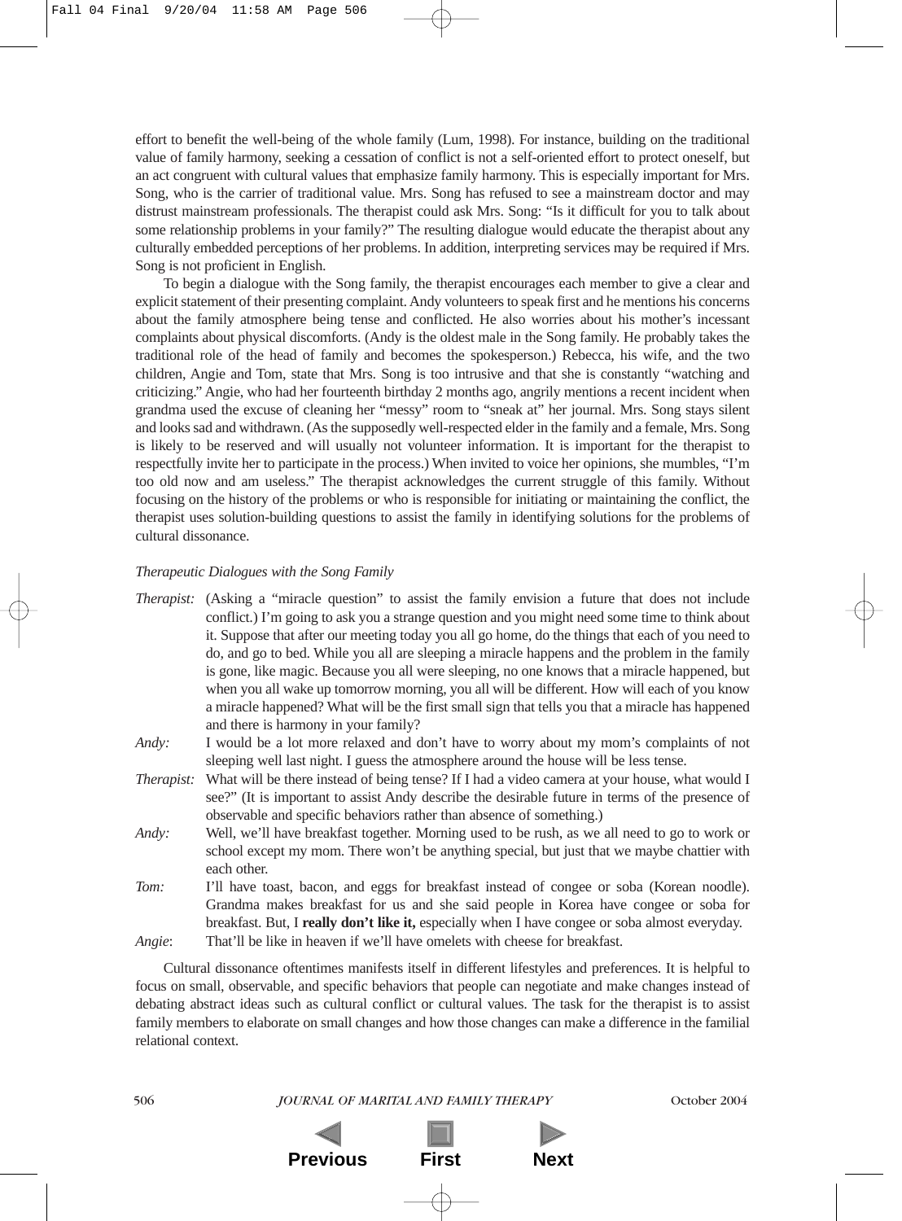effort to benefit the well-being of the whole family (Lum, 1998). For instance, building on the traditional value of family harmony, seeking a cessation of conflict is not a self-oriented effort to protect oneself, but an act congruent with cultural values that emphasize family harmony. This is especially important for Mrs. Song, who is the carrier of traditional value. Mrs. Song has refused to see a mainstream doctor and may distrust mainstream professionals. The therapist could ask Mrs. Song: "Is it difficult for you to talk about some relationship problems in your family?" The resulting dialogue would educate the therapist about any culturally embedded perceptions of her problems. In addition, interpreting services may be required if Mrs. Song is not proficient in English.

To begin a dialogue with the Song family, the therapist encourages each member to give a clear and explicit statement of their presenting complaint. Andy volunteers to speak first and he mentions his concerns about the family atmosphere being tense and conflicted. He also worries about his mother's incessant complaints about physical discomforts. (Andy is the oldest male in the Song family. He probably takes the traditional role of the head of family and becomes the spokesperson.) Rebecca, his wife, and the two children, Angie and Tom, state that Mrs. Song is too intrusive and that she is constantly "watching and criticizing." Angie, who had her fourteenth birthday 2 months ago, angrily mentions a recent incident when grandma used the excuse of cleaning her "messy" room to "sneak at" her journal. Mrs. Song stays silent and looks sad and withdrawn. (As the supposedly well-respected elder in the family and a female, Mrs. Song is likely to be reserved and will usually not volunteer information. It is important for the therapist to respectfully invite her to participate in the process.) When invited to voice her opinions, she mumbles, "I'm too old now and am useless." The therapist acknowledges the current struggle of this family. Without focusing on the history of the problems or who is responsible for initiating or maintaining the conflict, the therapist uses solution-building questions to assist the family in identifying solutions for the problems of cultural dissonance.

*Therapeutic Dialogues with the Song Family*

*Therapist:* (Asking a "miracle question" to assist the family envision a future that does not include conflict.) I'm going to ask you a strange question and you might need some time to think about it. Suppose that after our meeting today you all go home, do the things that each of you need to do, and go to bed. While you all are sleeping a miracle happens and the problem in the family is gone, like magic. Because you all were sleeping, no one knows that a miracle happened, but when you all wake up tomorrow morning, you all will be different. How will each of you know a miracle happened? What will be the first small sign that tells you that a miracle has happened and there is harmony in your family?

*Andy:* I would be a lot more relaxed and don't have to worry about my mom's complaints of not sleeping well last night. I guess the atmosphere around the house will be less tense.

*Therapist:* What will be there instead of being tense? If I had a video camera at your house, what would I see?" (It is important to assist Andy describe the desirable future in terms of the presence of observable and specific behaviors rather than absence of something.)

*Andy:* Well, we'll have breakfast together. Morning used to be rush, as we all need to go to work or school except my mom. There won't be anything special, but just that we maybe chattier with each other.

*Tom:* I'll have toast, bacon, and eggs for breakfast instead of congee or soba (Korean noodle). Grandma makes breakfast for us and she said people in Korea have congee or soba for breakfast. But, I **really don't like it,** especially when I have congee or soba almost everyday.

*Angie*: That'll be like in heaven if we'll have omelets with cheese for breakfast.

Cultural dissonance oftentimes manifests itself in different lifestyles and preferences. It is helpful to focus on small, observable, and specific behaviors that people can negotiate and make changes instead of debating abstract ideas such as cultural conflict or cultural values. The task for the therapist is to assist family members to elaborate on small changes and how those changes can make a difference in the familial relational context.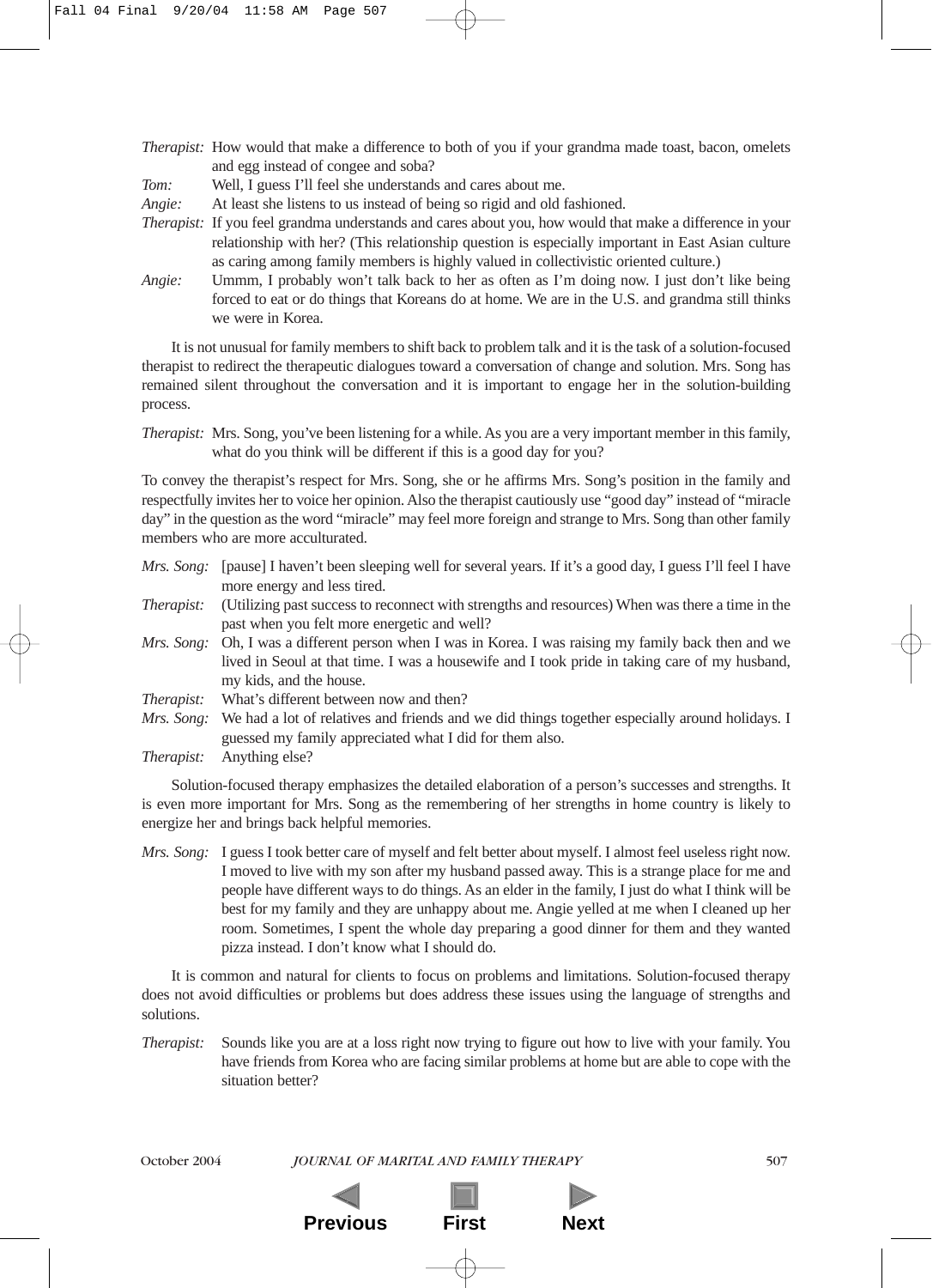*Therapist:* How would that make a difference to both of you if your grandma made toast, bacon, omelets and egg instead of congee and soba?

*Tom:* Well, I guess I'll feel she understands and cares about me.

*Angie:* At least she listens to us instead of being so rigid and old fashioned.

*Therapist:* If you feel grandma understands and cares about you, how would that make a difference in your relationship with her? (This relationship question is especially important in East Asian culture as caring among family members is highly valued in collectivistic oriented culture.)

*Angie:* Ummm, I probably won't talk back to her as often as I'm doing now. I just don't like being forced to eat or do things that Koreans do at home. We are in the U.S. and grandma still thinks we were in Korea.

It is not unusual for family members to shift back to problem talk and it is the task of a solution-focused therapist to redirect the therapeutic dialogues toward a conversation of change and solution. Mrs. Song has remained silent throughout the conversation and it is important to engage her in the solution-building process.

*Therapist:* Mrs. Song, you've been listening for a while. As you are a very important member in this family, what do you think will be different if this is a good day for you?

To convey the therapist's respect for Mrs. Song, she or he affirms Mrs. Song's position in the family and respectfully invites her to voice her opinion. Also the therapist cautiously use "good day" instead of "miracle day" in the question as the word "miracle" may feel more foreign and strange to Mrs. Song than other family members who are more acculturated.

*Mrs. Song:* [pause] I haven't been sleeping well for several years. If it's a good day, I guess I'll feel I have more energy and less tired.

*Therapist:* (Utilizing past success to reconnect with strengths and resources) When was there a time in the past when you felt more energetic and well?

*Mrs. Song:* Oh, I was a different person when I was in Korea. I was raising my family back then and we lived in Seoul at that time. I was a housewife and I took pride in taking care of my husband, my kids, and the house.

*Therapist:* What's different between now and then?

*Mrs. Song:* We had a lot of relatives and friends and we did things together especially around holidays. I guessed my family appreciated what I did for them also.

*Therapist:* Anything else?

Solution-focused therapy emphasizes the detailed elaboration of a person's successes and strengths. It is even more important for Mrs. Song as the remembering of her strengths in home country is likely to energize her and brings back helpful memories.

*Mrs. Song:* I guess I took better care of myself and felt better about myself. I almost feel useless right now. I moved to live with my son after my husband passed away. This is a strange place for me and people have different ways to do things. As an elder in the family, I just do what I think will be best for my family and they are unhappy about me. Angie yelled at me when I cleaned up her room. Sometimes, I spent the whole day preparing a good dinner for them and they wanted pizza instead. I don't know what I should do.

It is common and natural for clients to focus on problems and limitations. Solution-focused therapy does not avoid difficulties or problems but does address these issues using the language of strengths and solutions.

*Therapist:* Sounds like you are at a loss right now trying to figure out how to live with your family. You have friends from Korea who are facing similar problems at home but are able to cope with the situation better?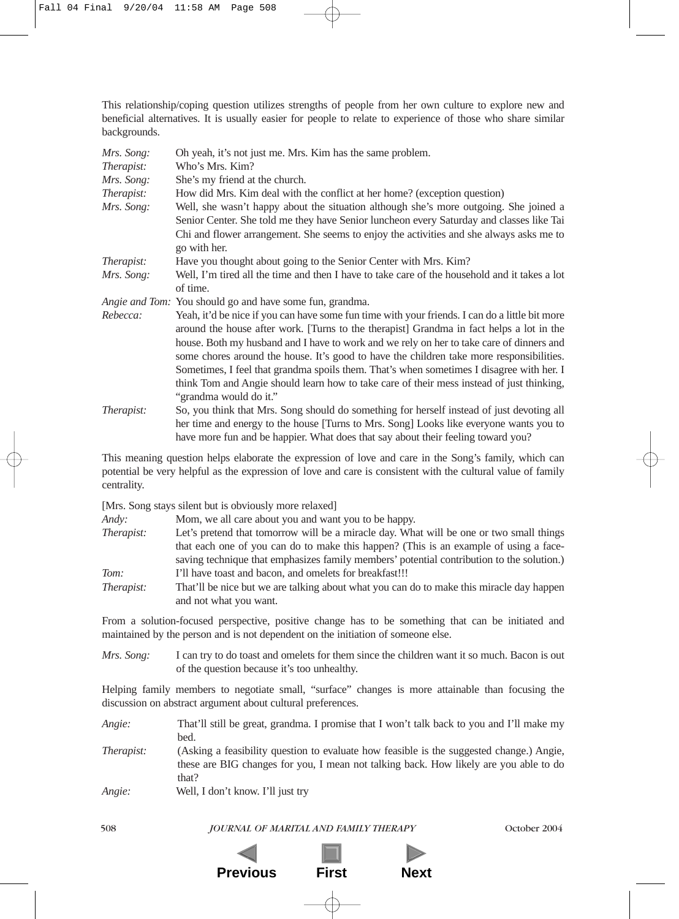This relationship/coping question utilizes strengths of people from her own culture to explore new and beneficial alternatives. It is usually easier for people to relate to experience of those who share similar backgrounds.

*Mrs. Song:* Oh yeah, it's not just me. Mrs. Kim has the same problem.

*Therapist:* Who's Mrs. Kim?

*Mrs. Song:* She's my friend at the church.

*Therapist:* How did Mrs. Kim deal with the conflict at her home? (exception question)

*Mrs. Song:* Well, she wasn't happy about the situation although she's more outgoing. She joined a Senior Center. She told me they have Senior luncheon every Saturday and classes like Tai Chi and flower arrangement. She seems to enjoy the activities and she always asks me to go with her.

*Therapist:* Have you thought about going to the Senior Center with Mrs. Kim?

*Mrs. Song:* Well, I'm tired all the time and then I have to take care of the household and it takes a lot of time.

*Angie and Tom:* You should go and have some fun, grandma.

*Rebecca:* Yeah, it'd be nice if you can have some fun time with your friends. I can do a little bit more around the house after work. [Turns to the therapist] Grandma in fact helps a lot in the house. Both my husband and I have to work and we rely on her to take care of dinners and some chores around the house. It's good to have the children take more responsibilities. Sometimes, I feel that grandma spoils them. That's when sometimes I disagree with her. I think Tom and Angie should learn how to take care of their mess instead of just thinking, "grandma would do it."

*Therapist:* So, you think that Mrs. Song should do something for herself instead of just devoting all her time and energy to the house [Turns to Mrs. Song] Looks like everyone wants you to have more fun and be happier. What does that say about their feeling toward you?

This meaning question helps elaborate the expression of love and care in the Song's family, which can potential be very helpful as the expression of love and care is consistent with the cultural value of family centrality.

[Mrs. Song stays silent but is obviously more relaxed]

*Andy:* Mom, we all care about you and want you to be happy.

*Therapist:* Let's pretend that tomorrow will be a miracle day. What will be one or two small things that each one of you can do to make this happen? (This is an example of using a face-saving technique that emphasizes family members' potential contribution to the solution.)

*Tom:* I'll have toast and bacon, and omelets for breakfast!!!

*Therapist:* That'll be nice but we are talking about what you can do to make this miracle day happen and not what you want.

From a solution-focused perspective, positive change has to be something that can be initiated and maintained by the person and is not dependent on the initiation of someone else.

*Mrs. Song:* I can try to do toast and omelets for them since the children want it so much. Bacon is out of the question because it's too unhealthy.

Helping family members to negotiate small, "surface" changes is more attainable than focusing the discussion on abstract argument about cultural preferences.

*Angie:* That'll still be great, grandma. I promise that I won't talk back to you and I'll make my bed.

*Therapist:* (Asking a feasibility question to evaluate how feasible is the suggested change.) Angie, these are BIG changes for you, I mean not talking back. How likely are you able to do that?

*Angie:* Well, I don't know. I'll just try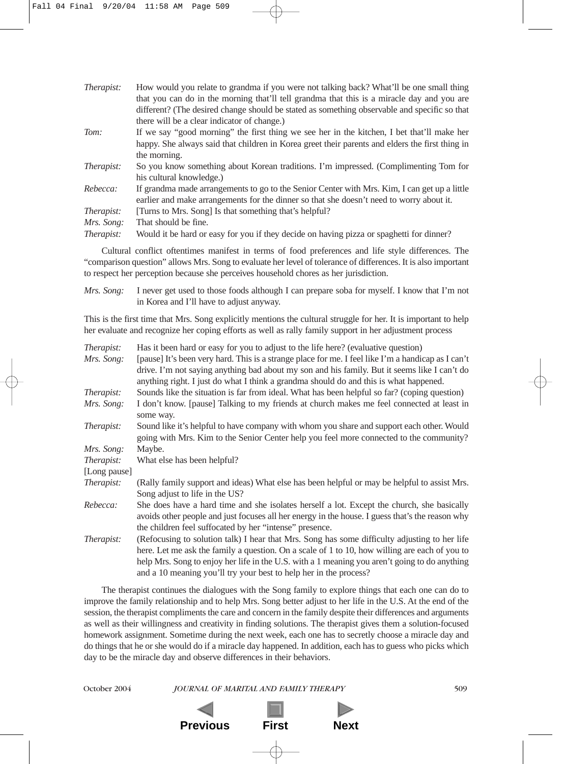*Therapist:* How would you relate to grandma if you were not talking back? What'll be one small thing that you can do in the morning that'll tell grandma that this is a miracle day and you are different? (The desired change should be stated as something observable and specific so that there will be a clear indicator of change.)

*Tom:* If we say "good morning" the first thing we see her in the kitchen, I bet that'll make her happy. She always said that children in Korea greet their parents and elders the first thing in the morning.

*Therapist:* So you know something about Korean traditions. I'm impressed. (Complimenting Tom for his cultural knowledge.)

*Rebecca:* If grandma made arrangements to go to the Senior Center with Mrs. Kim, I can get up a little earlier and make arrangements for the dinner so that she doesn't need to worry about it.

*Therapist:* [Turns to Mrs. Song] Is that something that's helpful?

*Mrs. Song:* That should be fine.

*Therapist:* Would it be hard or easy for you if they decide on having pizza or spaghetti for dinner?

Cultural conflict oftentimes manifest in terms of food preferences and life style differences. The "comparison question" allows Mrs. Song to evaluate her level of tolerance of differences. It is also important to respect her perception because she perceives household chores as her jurisdiction.

*Mrs. Song:* I never get used to those foods although I can prepare soba for myself. I know that I'm not in Korea and I'll have to adjust anyway.

This is the first time that Mrs. Song explicitly mentions the cultural struggle for her. It is important to help her evaluate and recognize her coping efforts as well as rally family support in her adjustment process

*Therapist:* Has it been hard or easy for you to adjust to the life here? (evaluative question)

*Mrs. Song:* [pause] It's been very hard. This is a strange place for me. I feel like I'm a handicap as I can't drive. I'm not saying anything bad about my son and his family. But it seems like I can't do anything right. I just do what I think a grandma should do and this is what happened.

*Therapist:* Sounds like the situation is far from ideal. What has been helpful so far? (coping question)

*Mrs. Song:* I don't know. [pause] Talking to my friends at church makes me feel connected at least in some way.

*Therapist:* Sound like it's helpful to have company with whom you share and support each other. Would going with Mrs. Kim to the Senior Center help you feel more connected to the community?

*Mrs. Song:* Maybe.

*Therapist:* What else has been helpful?

[Long pause]

*Therapist:* (Rally family support and ideas) What else has been helpful or may be helpful to assist Mrs. Song adjust to life in the US?

*Rebecca:* She does have a hard time and she isolates herself a lot. Except the church, she basically avoids other people and just focuses all her energy in the house. I guess that's the reason why the children feel suffocated by her "intense" presence.

*Therapist:* (Refocusing to solution talk) I hear that Mrs. Song has some difficulty adjusting to her life here. Let me ask the family a question. On a scale of 1 to 10, how willing are each of you to help Mrs. Song to enjoy her life in the U.S. with a 1 meaning you aren't going to do anything and a 10 meaning you'll try your best to help her in the process?

The therapist continues the dialogues with the Song family to explore things that each one can do to improve the family relationship and to help Mrs. Song better adjust to her life in the U.S. At the end of the session, the therapist compliments the care and concern in the family despite their differences and arguments as well as their willingness and creativity in finding solutions. The therapist gives them a solution-focused homework assignment. Sometime during the next week, each one has to secretly choose a miracle day and do things that he or she would do if a miracle day happened. In addition, each has to guess who picks which day to be the miracle day and observe differences in their behaviors.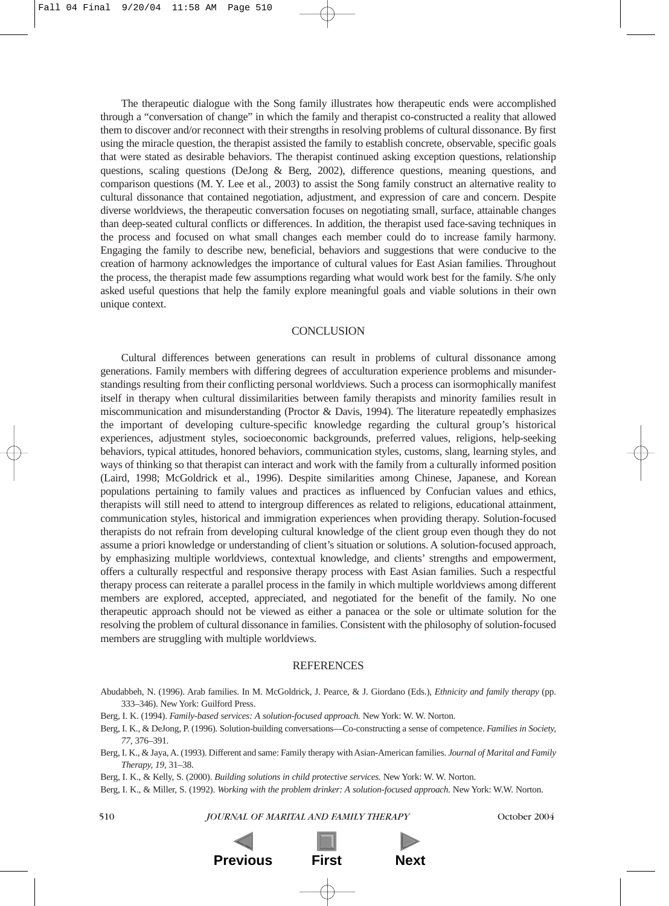The therapeutic dialogue with the Song family illustrates how therapeutic ends were accomplished through a "conversation of change" in which the family and therapist co-constructed a reality that allowed them to discover and/or reconnect with their strengths in resolving problems of cultural dissonance. By first using the miracle question, the therapist assisted the family to establish concrete, observable, specific goals that were stated as desirable behaviors. The therapist continued asking exception questions, relationship questions, scaling questions (DeJong & Berg, 2002), difference questions, meaning questions, and comparison questions (M. Y. Lee et al., 2003) to assist the Song family construct an alternative reality to cultural dissonance that contained negotiation, adjustment, and expression of care and concern. Despite diverse worldviews, the therapeutic conversation focuses on negotiating small, surface, attainable changes than deep-seated cultural conflicts or differences. In addition, the therapist used face-saving techniques in the process and focused on what small changes each member could do to increase family harmony. Engaging the family to describe new, beneficial, behaviors and suggestions that were conducive to the creation of harmony acknowledges the importance of cultural values for East Asian families. Throughout the process, the therapist made few assumptions regarding what would work best for the family. S/he only asked useful questions that help the family explore meaningful goals and viable solutions in their own unique context.

## CONCLUSION

Cultural differences between generations can result in problems of cultural dissonance among generations. Family members with differing degrees of acculturation experience problems and misunderstandings resulting from their conflicting personal worldviews. Such a process can isormophically manifest itself in therapy when cultural dissimilarities between family therapists and minority families result in miscommunication and misunderstanding (Proctor & Davis, 1994). The literature repeatedly emphasizes the important of developing culture-specific knowledge regarding the cultural group's historical experiences, adjustment styles, socioeconomic backgrounds, preferred values, religions, help-seeking behaviors, typical attitudes, honored behaviors, communication styles, customs, slang, learning styles, and ways of thinking so that therapist can interact and work with the family from a culturally informed position (Laird, 1998; McGoldrick et al., 1996). Despite similarities among Chinese, Japanese, and Korean populations pertaining to family values and practices as influenced by Confucian values and ethics, therapists will still need to attend to intergroup differences as related to religions, educational attainment, communication styles, historical and immigration experiences when providing therapy. Solution-focused therapists do not refrain from developing cultural knowledge of the client group even though they do not assume a priori knowledge or understanding of client's situation or solutions. A solution-focused approach, by emphasizing multiple worldviews, contextual knowledge, and clients' strengths and empowerment, offers a culturally respectful and responsive therapy process with East Asian families. Such a respectful therapy process can reiterate a parallel process in the family in which multiple worldviews among different members are explored, accepted, appreciated, and negotiated for the benefit of the family. No one therapeutic approach should not be viewed as either a panacea or the sole or ultimate solution for the resolving the problem of cultural dissonance in families. Consistent with the philosophy of solution-focused members are struggling with multiple worldviews.

## REFERENCES

Abudabbeh, N. (1996). Arab families. In M. McGoldrick, J. Pearce, & J. Giordano (Eds.), *Ethnicity and family therapy* (pp. 333–346). New York: Guilford Press.

Berg, I. K. (1994). *Family-based services: A solution-focused approach.* New York: W. W. Norton.

Berg, I. K., & DeJong, P. (1996). Solution-building conversations—Co-constructing a sense of competence. *Families in Society, 77*, 376–391.

Berg, I. K., & Jaya, A. (1993). Different and same: Family therapy with Asian-American families. *Journal of Marital and Family Therapy, 19*, 31–38.

Berg, I. K., & Kelly, S. (2000). *Building solutions in child protective services.* New York: W. W. Norton.

Berg, I. K., & Miller, S. (1992). *Working with the problem drinker: A solution-focused approach.* New York: W.W. Norton.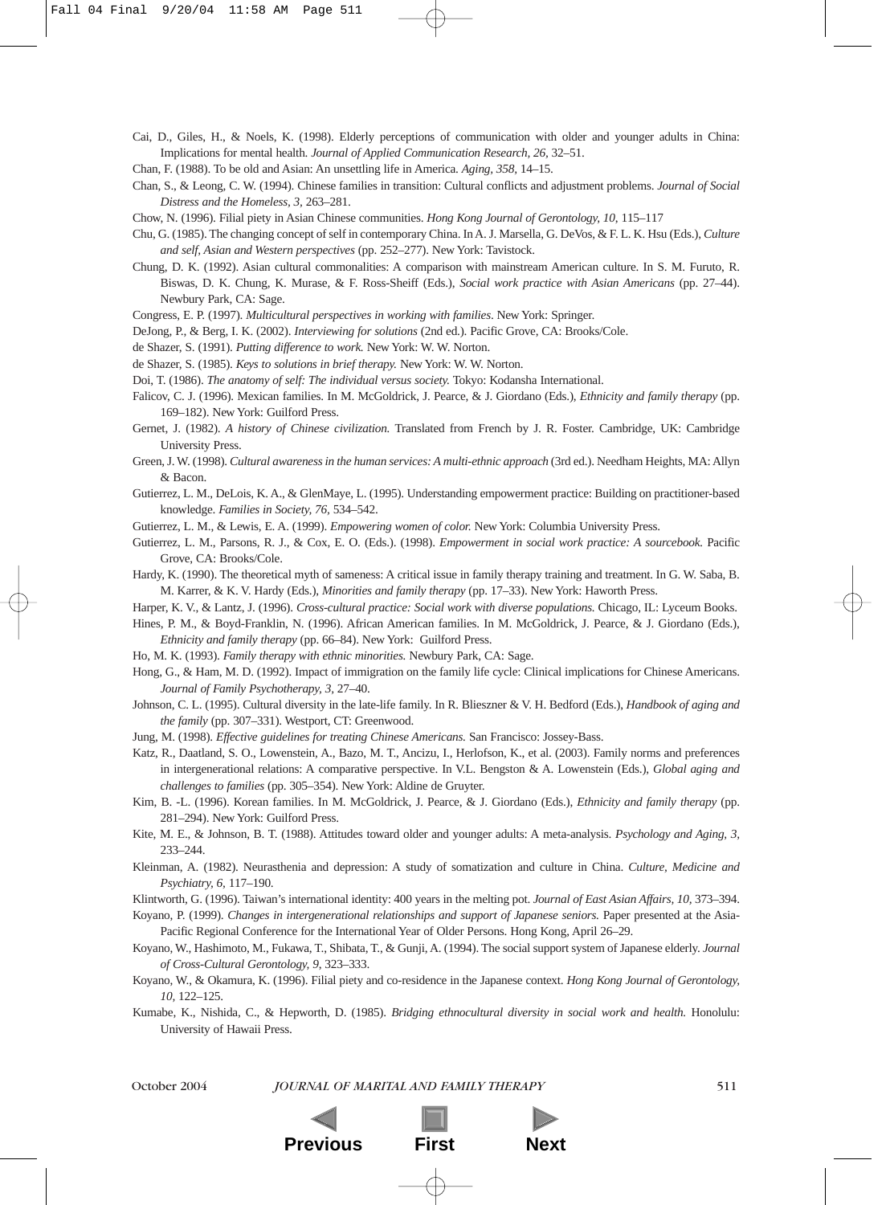Cai, D., Giles, H., & Noels, K. (1998). Elderly perceptions of communication with older and younger adults in China: Implications for mental health. *Journal of Applied Communication Research, 26,* 32–51.

Chan, F. (1988). To be old and Asian: An unsettling life in America. *Aging, 358,* 14–15.

Chan, S., & Leong, C. W. (1994). Chinese families in transition: Cultural conflicts and adjustment problems. *Journal of Social Distress and the Homeless, 3,* 263–281.

Chow, N. (1996). Filial piety in Asian Chinese communities. *Hong Kong Journal of Gerontology, 10,* 115–117

Chu, G. (1985). The changing concept of self in contemporary China. In A. J. Marsella, G. DeVos, & F. L. K. Hsu (Eds.), *Culture and self, Asian and Western perspectives* (pp. 252–277). New York: Tavistock.

Chung, D. K. (1992). Asian cultural commonalities: A comparison with mainstream American culture. In S. M. Furuto, R. Biswas, D. K. Chung, K. Murase, & F. Ross-Sheiff (Eds.), *Social work practice with Asian Americans* (pp. 27–44). Newbury Park, CA: Sage.

Congress, E. P. (1997). *Multicultural perspectives in working with families*. New York: Springer.

DeJong, P., & Berg, I. K. (2002). *Interviewing for solutions* (2nd ed.). Pacific Grove, CA: Brooks/Cole.

de Shazer, S. (1991). *Putting difference to work.* New York: W. W. Norton.

de Shazer, S. (1985). *Keys to solutions in brief therapy.* New York: W. W. Norton.

Doi, T. (1986). *The anatomy of self: The individual versus society.* Tokyo: Kodansha International.

Falicov, C. J. (1996). Mexican families. In M. McGoldrick, J. Pearce, & J. Giordano (Eds.), *Ethnicity and family therapy* (pp. 169–182). New York: Guilford Press.

Gernet, J. (1982). *A history of Chinese civilization.* Translated from French by J. R. Foster. Cambridge, UK: Cambridge University Press.

Green, J. W. (1998). *Cultural awareness in the human services: A multi-ethnic approach* (3rd ed.). Needham Heights, MA: Allyn & Bacon.

Gutierrez, L. M., DeLois, K. A., & GlenMaye, L. (1995). Understanding empowerment practice: Building on practitioner-based knowledge. *Families in Society, 76,* 534–542.

Gutierrez, L. M., & Lewis, E. A. (1999). *Empowering women of color.* New York: Columbia University Press.

Gutierrez, L. M., Parsons, R. J., & Cox, E. O. (Eds.). (1998). *Empowerment in social work practice: A sourcebook.* Pacific Grove, CA: Brooks/Cole.

Hardy, K. (1990). The theoretical myth of sameness: A critical issue in family therapy training and treatment. In G. W. Saba, B. M. Karrer, & K. V. Hardy (Eds.), *Minorities and family therapy* (pp. 17–33). New York: Haworth Press.

Harper, K. V., & Lantz, J. (1996). *Cross-cultural practice: Social work with diverse populations.* Chicago, IL: Lyceum Books.

Hines, P. M., & Boyd-Franklin, N. (1996). African American families. In M. McGoldrick, J. Pearce, & J. Giordano (Eds.), *Ethnicity and family therapy* (pp. 66–84). New York: Guilford Press.

Ho, M. K. (1993). *Family therapy with ethnic minorities.* Newbury Park, CA: Sage.

Hong, G., & Ham, M. D. (1992). Impact of immigration on the family life cycle: Clinical implications for Chinese Americans. *Journal of Family Psychotherapy, 3,* 27–40.

Johnson, C. L. (1995). Cultural diversity in the late-life family. In R. Blieszner & V. H. Bedford (Eds.), *Handbook of aging and the family* (pp. 307–331). Westport, CT: Greenwood.

Jung, M. (1998). *Effective guidelines for treating Chinese Americans.* San Francisco: Jossey-Bass.

Katz, R., Daatland, S. O., Lowenstein, A., Bazo, M. T., Ancizu, I., Herlofson, K., et al. (2003). Family norms and preferences in intergenerational relations: A comparative perspective. In V.L. Bengston & A. Lowenstein (Eds.), *Global aging and challenges to families* (pp. 305–354). New York: Aldine de Gruyter.

Kim, B. -L. (1996). Korean families. In M. McGoldrick, J. Pearce, & J. Giordano (Eds.), *Ethnicity and family therapy* (pp. 281–294). New York: Guilford Press.

Kite, M. E., & Johnson, B. T. (1988). Attitudes toward older and younger adults: A meta-analysis. *Psychology and Aging, 3,* 233–244.

Kleinman, A. (1982). Neurasthenia and depression: A study of somatization and culture in China. *Culture, Medicine and Psychiatry, 6,* 117–190.

Klintworth, G. (1996). Taiwan's international identity: 400 years in the melting pot. *Journal of East Asian Affairs, 10,* 373–394.

Koyano, P. (1999). *Changes in intergenerational relationships and support of Japanese seniors.* Paper presented at the Asia-Pacific Regional Conference for the International Year of Older Persons. Hong Kong, April 26–29.

Koyano, W., Hashimoto, M., Fukawa, T., Shibata, T., & Gunji, A. (1994). The social support system of Japanese elderly. *Journal of Cross-Cultural Gerontology, 9,* 323–333.

Koyano, W., & Okamura, K. (1996). Filial piety and co-residence in the Japanese context. *Hong Kong Journal of Gerontology, 10,* 122–125.

Kumabe, K., Nishida, C., & Hepworth, D. (1985). *Bridging ethnocultural diversity in social work and health.* Honolulu: University of Hawaii Press.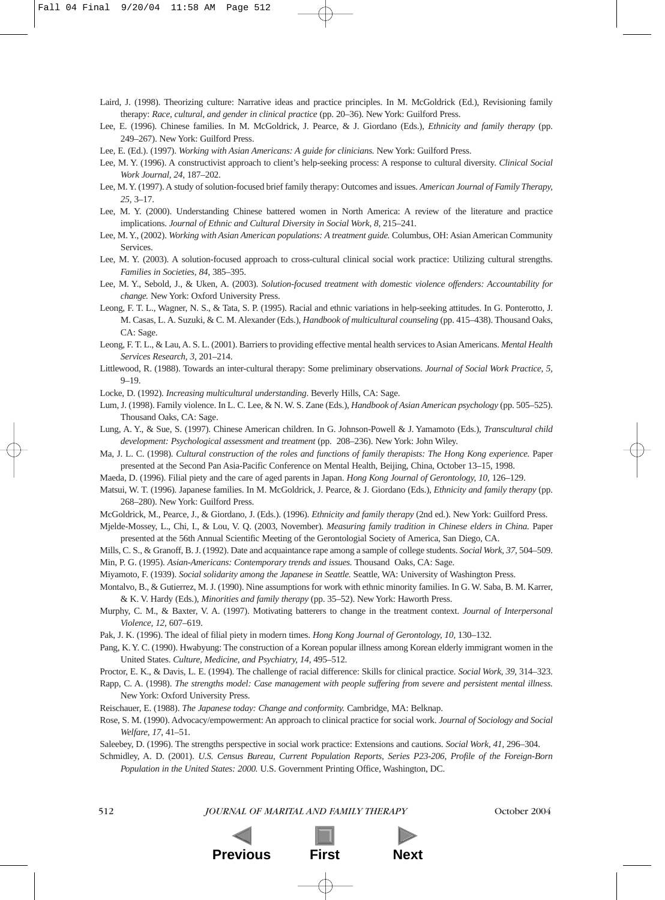Laird, J. (1998). Theorizing culture: Narrative ideas and practice principles. In M. McGoldrick (Ed.), Revisioning family therapy: *Race, cultural, and gender in clinical practice* (pp. 20–36). New York: Guilford Press.

Lee, E. (1996). Chinese families. In M. McGoldrick, J. Pearce, & J. Giordano (Eds.), *Ethnicity and family therapy* (pp. 249–267). New York: Guilford Press.

Lee, E. (Ed.). (1997). *Working with Asian Americans: A guide for clinicians.* New York: Guilford Press.

Lee, M. Y. (1996). A constructivist approach to client's help-seeking process: A response to cultural diversity. *Clinical Social Work Journal, 24,* 187–202.

Lee, M. Y. (1997). A study of solution-focused brief family therapy: Outcomes and issues. *American Journal of Family Therapy, 25,* 3–17.

Lee, M. Y. (2000). Understanding Chinese battered women in North America: A review of the literature and practice implications. *Journal of Ethnic and Cultural Diversity in Social Work, 8,* 215–241.

Lee, M. Y., (2002). *Working with Asian American populations: A treatment guide.* Columbus, OH: Asian American Community Services.

Lee, M. Y. (2003). A solution-focused approach to cross-cultural clinical social work practice: Utilizing cultural strengths. *Families in Societies, 84,* 385–395.

Lee, M. Y., Sebold, J., & Uken, A. (2003). *Solution-focused treatment with domestic violence offenders: Accountability for change.* New York: Oxford University Press.

Leong, F. T. L., Wagner, N. S., & Tata, S. P. (1995). Racial and ethnic variations in help-seeking attitudes. In G. Ponterotto, J. M. Casas, L. A. Suzuki, & C. M. Alexander (Eds.), *Handbook of multicultural counseling* (pp. 415–438). Thousand Oaks, CA: Sage.

Leong, F. T. L., & Lau, A. S. L. (2001). Barriers to providing effective mental health services to Asian Americans. *Mental Health Services Research, 3,* 201–214.

Littlewood, R. (1988). Towards an inter-cultural therapy: Some preliminary observations. *Journal of Social Work Practice, 5,* 9–19.

Locke, D. (1992). *Increasing multicultural understanding*. Beverly Hills, CA: Sage.

Lum, J. (1998). Family violence. In L. C. Lee, & N. W. S. Zane (Eds.), *Handbook of Asian American psychology* (pp. 505–525). Thousand Oaks, CA: Sage.

Lung, A. Y., & Sue, S. (1997). Chinese American children. In G. Johnson-Powell & J. Yamamoto (Eds.), *Transcultural child development: Psychological assessment and treatment* (pp. 208–236). New York: John Wiley.

Ma, J. L. C. (1998). *Cultural construction of the roles and functions of family therapists: The Hong Kong experience.* Paper presented at the Second Pan Asia-Pacific Conference on Mental Health, Beijing, China, October 13–15, 1998.

Maeda, D. (1996). Filial piety and the care of aged parents in Japan. *Hong Kong Journal of Gerontology, 10,* 126–129.

Matsui, W. T. (1996). Japanese families. In M. McGoldrick, J. Pearce, & J. Giordano (Eds.), *Ethnicity and family therapy* (pp. 268–280). New York: Guilford Press.

McGoldrick, M., Pearce, J., & Giordano, J. (Eds.). (1996). *Ethnicity and family therapy* (2nd ed.). New York: Guilford Press.

Mjelde-Mossey, L., Chi, I., & Lou, V. Q. (2003, November). *Measuring family tradition in Chinese elders in China.* Paper presented at the 56th Annual Scientific Meeting of the Gerontologial Society of America, San Diego, CA.

Mills, C. S., & Granoff, B. J. (1992). Date and acquaintance rape among a sample of college students. *Social Work, 37,* 504–509.

Min, P. G. (1995). *Asian-Americans: Contemporary trends and issues.* Thousand Oaks, CA: Sage.

Miyamoto, F. (1939). *Social solidarity among the Japanese in Seattle.* Seattle, WA: University of Washington Press.

Montalvo, B., & Gutierrez, M. J. (1990). Nine assumptions for work with ethnic minority families. In G. W. Saba, B. M. Karrer, & K. V. Hardy (Eds.), *Minorities and family therapy* (pp. 35–52). New York: Haworth Press.

Murphy, C. M., & Baxter, V. A. (1997). Motivating batterers to change in the treatment context. *Journal of Interpersonal Violence, 12,* 607–619.

Pak, J. K. (1996). The ideal of filial piety in modern times. *Hong Kong Journal of Gerontology, 10,* 130–132.

Pang, K. Y. C. (1990). Hwabyung: The construction of a Korean popular illness among Korean elderly immigrant women in the United States. *Culture, Medicine, and Psychiatry, 14,* 495–512.

Proctor, E. K., & Davis, L. E. (1994). The challenge of racial difference: Skills for clinical practice. *Social Work, 39,* 314–323.

Rapp, C. A. (1998). *The strengths model: Case management with people suffering from severe and persistent mental illness.* New York: Oxford University Press.

Reischauer, E. (1988). *The Japanese today: Change and conformity.* Cambridge, MA: Belknap.

Rose, S. M. (1990). Advocacy/empowerment: An approach to clinical practice for social work. *Journal of Sociology and Social Welfare, 17,* 41–51.

Saleebey, D. (1996). The strengths perspective in social work practice: Extensions and cautions. *Social Work, 41,* 296–304.

Schmidley, A. D. (2001). *U.S. Census Bureau, Current Population Reports, Series P23-206, Profile of the Foreign-Born Population in the United States: 2000.* U.S. Government Printing Office, Washington, DC.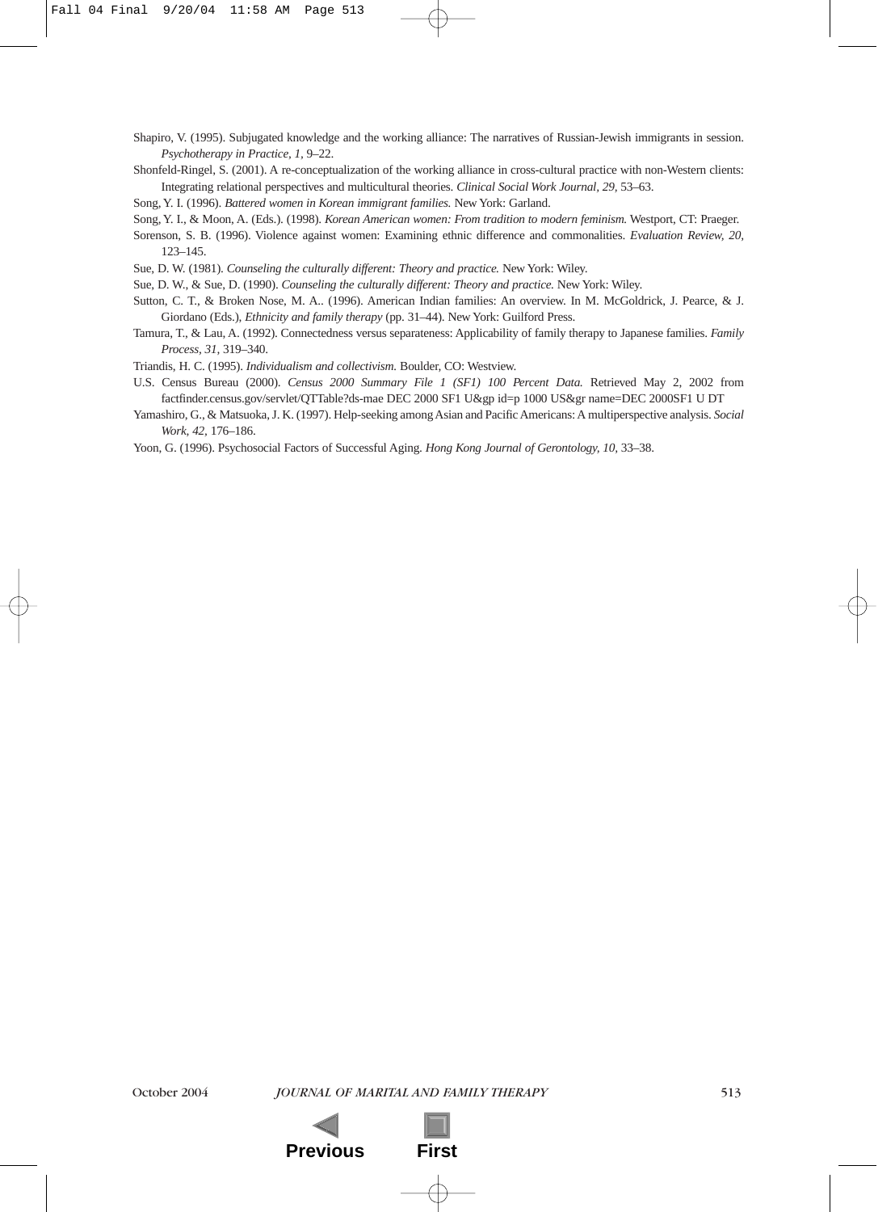Shapiro, V. (1995). Subjugated knowledge and the working alliance: The narratives of Russian-Jewish immigrants in session. *Psychotherapy in Practice, 1,* 9–22.

Shonfeld-Ringel, S. (2001). A re-conceptualization of the working alliance in cross-cultural practice with non-Western clients: Integrating relational perspectives and multicultural theories. *Clinical Social Work Journal, 29,* 53–63.

Song, Y. I. (1996). *Battered women in Korean immigrant families.* New York: Garland.

Song, Y. I., & Moon, A. (Eds.). (1998). *Korean American women: From tradition to modern feminism.* Westport, CT: Praeger.

Sorenson, S. B. (1996). Violence against women: Examining ethnic difference and commonalities. *Evaluation Review, 20,* 123–145.

Sue, D. W. (1981). *Counseling the culturally different: Theory and practice.* New York: Wiley.

Sue, D. W., & Sue, D. (1990). *Counseling the culturally different: Theory and practice.* New York: Wiley.

Sutton, C. T., & Broken Nose, M. A.. (1996). American Indian families: An overview. In M. McGoldrick, J. Pearce, & J. Giordano (Eds.), *Ethnicity and family therapy* (pp. 31–44). New York: Guilford Press.

Tamura, T., & Lau, A. (1992). Connectedness versus separateness: Applicability of family therapy to Japanese families. *Family Process, 31,* 319–340.

Triandis, H. C. (1995). *Individualism and collectivism.* Boulder, CO: Westview.

U.S. Census Bureau (2000). *Census 2000 Summary File 1 (SF1) 100 Percent Data.* Retrieved May 2, 2002 from factfinder.census.gov/servlet/QTTable?ds-mae DEC 2000 SF1 U&gp id=p 1000 US&gr name=DEC 2000SF1 U DT

Yamashiro, G., & Matsuoka, J. K. (1997). Help-seeking among Asian and Pacific Americans: A multiperspective analysis. *Social Work, 42,* 176–186.

Yoon, G. (1996). Psychosocial Factors of Successful Aging. *Hong Kong Journal of Gerontology, 10,* 33–38.